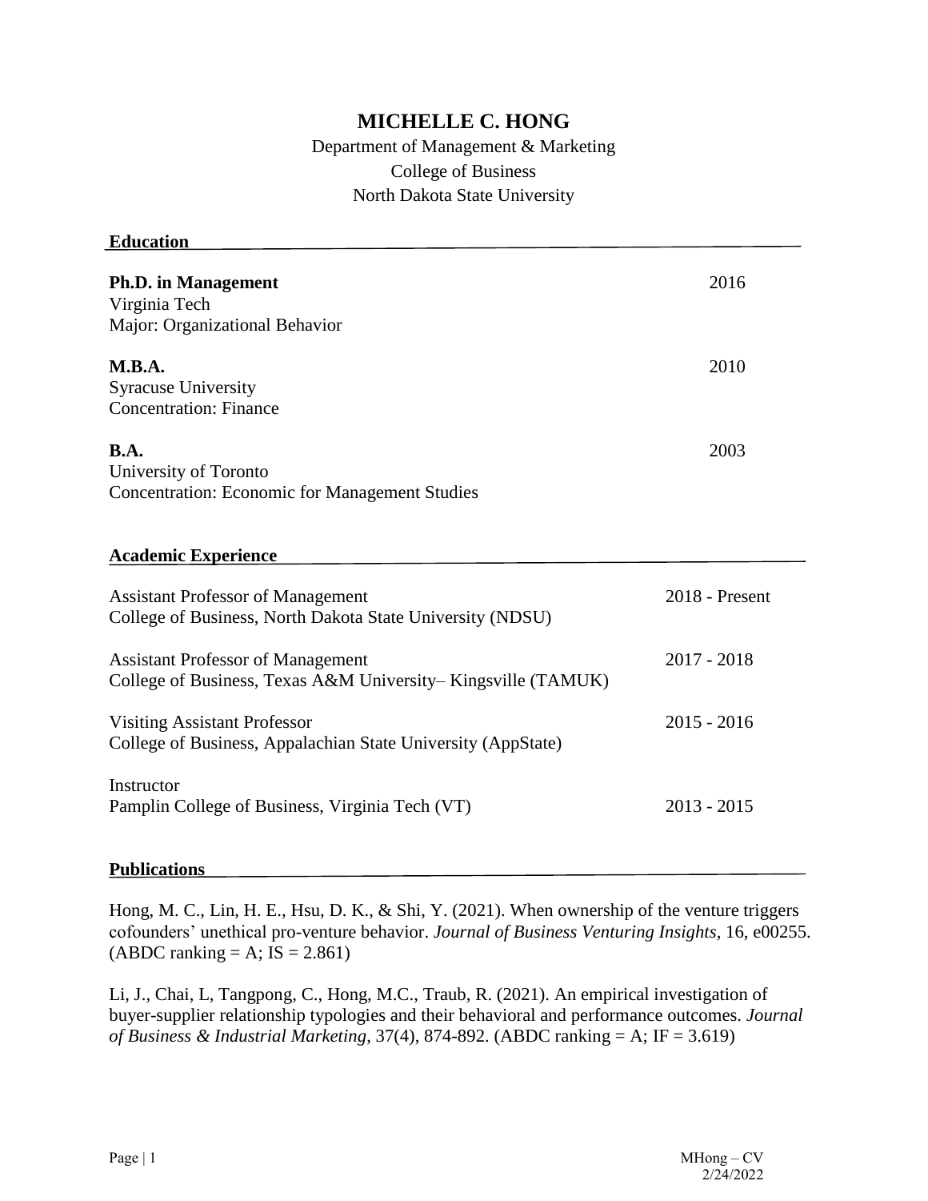# MICHELLE C. HONG

Department of Management & Marketing
College of Business
North Dakota State University

## Education

**Ph.D. in Management** — 2016
Virginia Tech
Major: Organizational Behavior

**M.B.A.** — 2010
Syracuse University
Concentration: Finance

**B.A.** — 2003
University of Toronto
Concentration: Economic for Management Studies

## Academic Experience

Assistant Professor of Management — 2018 - Present
College of Business, North Dakota State University (NDSU)

Assistant Professor of Management — 2017 - 2018
College of Business, Texas A&M University– Kingsville (TAMUK)

Visiting Assistant Professor — 2015 - 2016
College of Business, Appalachian State University (AppState)

Instructor — 2013 - 2015
Pamplin College of Business, Virginia Tech (VT)

## Publications

Hong, M. C., Lin, H. E., Hsu, D. K., & Shi, Y. (2021). When ownership of the venture triggers cofounders' unethical pro-venture behavior. *Journal of Business Venturing Insights*, 16, e00255. (ABDC ranking = A; IS = 2.861)

Li, J., Chai, L, Tangpong, C., Hong, M.C., Traub, R. (2021). An empirical investigation of buyer-supplier relationship typologies and their behavioral and performance outcomes. *Journal of Business & Industrial Marketing*, 37(4), 874-892. (ABDC ranking = A; IF = 3.619)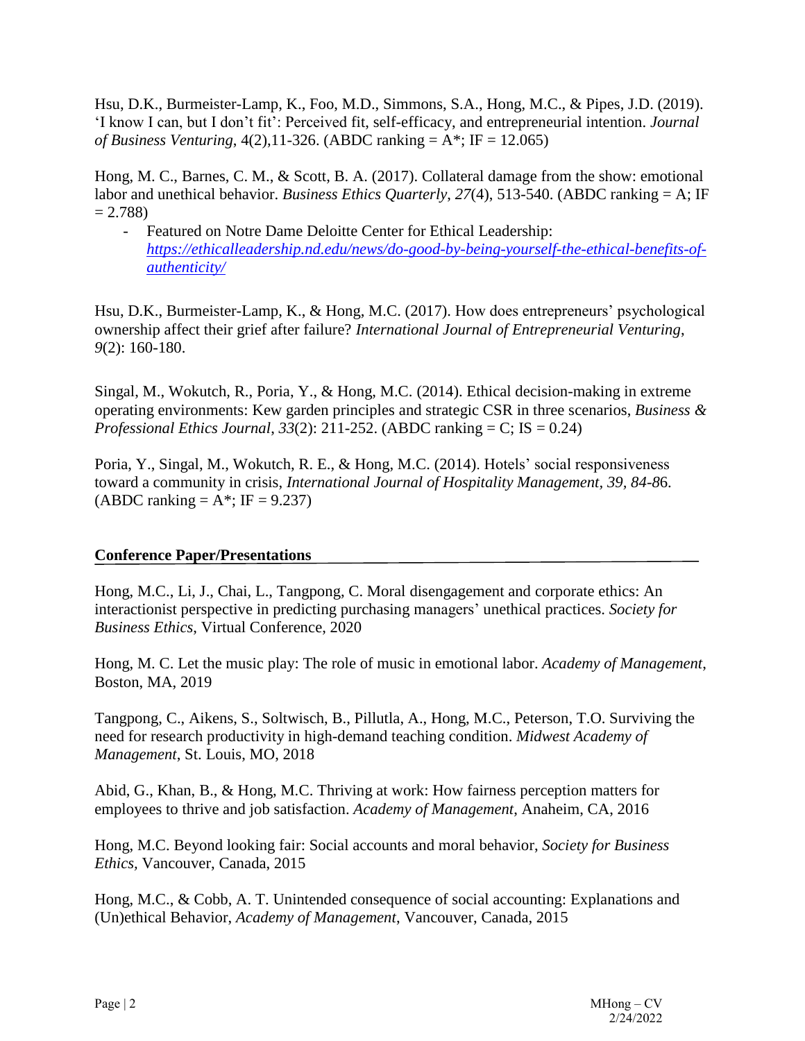Hsu, D.K., Burmeister-Lamp, K., Foo, M.D., Simmons, S.A., Hong, M.C., & Pipes, J.D. (2019). 'I know I can, but I don't fit': Perceived fit, self-efficacy, and entrepreneurial intention. *Journal of Business Venturing*, 4(2),11-326. (ABDC ranking = A*; IF = 12.065)

Hong, M. C., Barnes, C. M., & Scott, B. A. (2017). Collateral damage from the show: emotional labor and unethical behavior. *Business Ethics Quarterly*, *27*(4), 513-540. (ABDC ranking = A; IF = 2.788)

- Featured on Notre Dame Deloitte Center for Ethical Leadership: *https://ethicalleadership.nd.edu/news/do-good-by-being-yourself-the-ethical-benefits-of-authenticity/*

Hsu, D.K., Burmeister-Lamp, K., & Hong, M.C. (2017). How does entrepreneurs' psychological ownership affect their grief after failure? *International Journal of Entrepreneurial Venturing*, *9*(2): 160-180.

Singal, M., Wokutch, R., Poria, Y., & Hong, M.C. (2014). Ethical decision-making in extreme operating environments: Kew garden principles and strategic CSR in three scenarios, *Business & Professional Ethics Journal*, *33*(2): 211-252. (ABDC ranking = C; IS = 0.24)

Poria, Y., Singal, M., Wokutch, R. E., & Hong, M.C. (2014). Hotels' social responsiveness toward a community in crisis, *International Journal of Hospitality Management*, *39, 84-8*6. (ABDC ranking = A*; IF = 9.237)

## Conference Paper/Presentations

Hong, M.C., Li, J., Chai, L., Tangpong, C. Moral disengagement and corporate ethics: An interactionist perspective in predicting purchasing managers' unethical practices. *Society for Business Ethics*, Virtual Conference, 2020

Hong, M. C. Let the music play: The role of music in emotional labor. *Academy of Management*, Boston, MA, 2019

Tangpong, C., Aikens, S., Soltwisch, B., Pillutla, A., Hong, M.C., Peterson, T.O. Surviving the need for research productivity in high-demand teaching condition. *Midwest Academy of Management*, St. Louis, MO, 2018

Abid, G., Khan, B., & Hong, M.C. Thriving at work: How fairness perception matters for employees to thrive and job satisfaction. *Academy of Management*, Anaheim, CA, 2016

Hong, M.C. Beyond looking fair: Social accounts and moral behavior, *Society for Business Ethics*, Vancouver, Canada, 2015

Hong, M.C., & Cobb, A. T. Unintended consequence of social accounting: Explanations and (Un)ethical Behavior, *Academy of Management*, Vancouver, Canada, 2015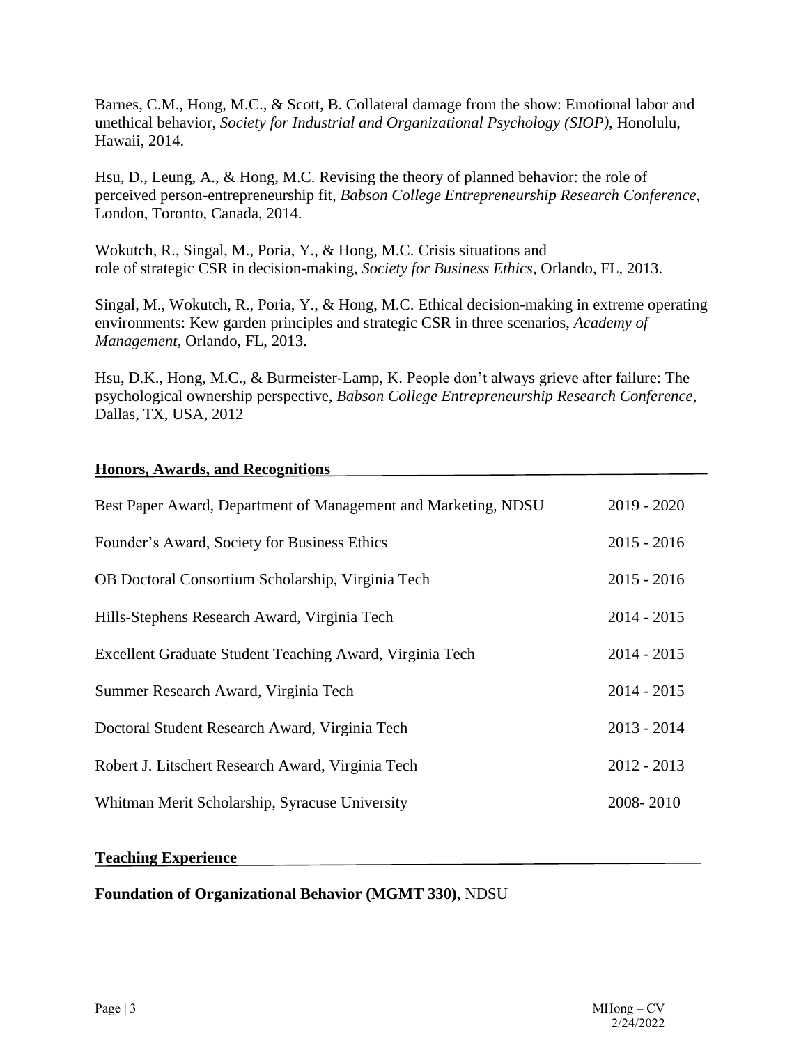Barnes, C.M., Hong, M.C., & Scott, B. Collateral damage from the show: Emotional labor and unethical behavior, *Society for Industrial and Organizational Psychology (SIOP)*, Honolulu, Hawaii, 2014.

Hsu, D., Leung, A., & Hong, M.C. Revising the theory of planned behavior: the role of perceived person-entrepreneurship fit, *Babson College Entrepreneurship Research Conference*, London, Toronto, Canada, 2014.

Wokutch, R., Singal, M., Poria, Y., & Hong, M.C. Crisis situations and role of strategic CSR in decision-making, *Society for Business Ethics*, Orlando, FL, 2013.

Singal, M., Wokutch, R., Poria, Y., & Hong, M.C. Ethical decision-making in extreme operating environments: Kew garden principles and strategic CSR in three scenarios, *Academy of Management*, Orlando, FL, 2013.

Hsu, D.K., Hong, M.C., & Burmeister-Lamp, K. People don't always grieve after failure: The psychological ownership perspective, *Babson College Entrepreneurship Research Conference*, Dallas, TX, USA, 2012

## Honors, Awards, and Recognitions

| | |
|---|---|
| Best Paper Award, Department of Management and Marketing, NDSU | 2019 - 2020 |
| Founder's Award, Society for Business Ethics | 2015 - 2016 |
| OB Doctoral Consortium Scholarship, Virginia Tech | 2015 - 2016 |
| Hills-Stephens Research Award, Virginia Tech | 2014 - 2015 |
| Excellent Graduate Student Teaching Award, Virginia Tech | 2014 - 2015 |
| Summer Research Award, Virginia Tech | 2014 - 2015 |
| Doctoral Student Research Award, Virginia Tech | 2013 - 2014 |
| Robert J. Litschert Research Award, Virginia Tech | 2012 - 2013 |
| Whitman Merit Scholarship, Syracuse University | 2008- 2010 |

## Teaching Experience

**Foundation of Organizational Behavior (MGMT 330)**, NDSU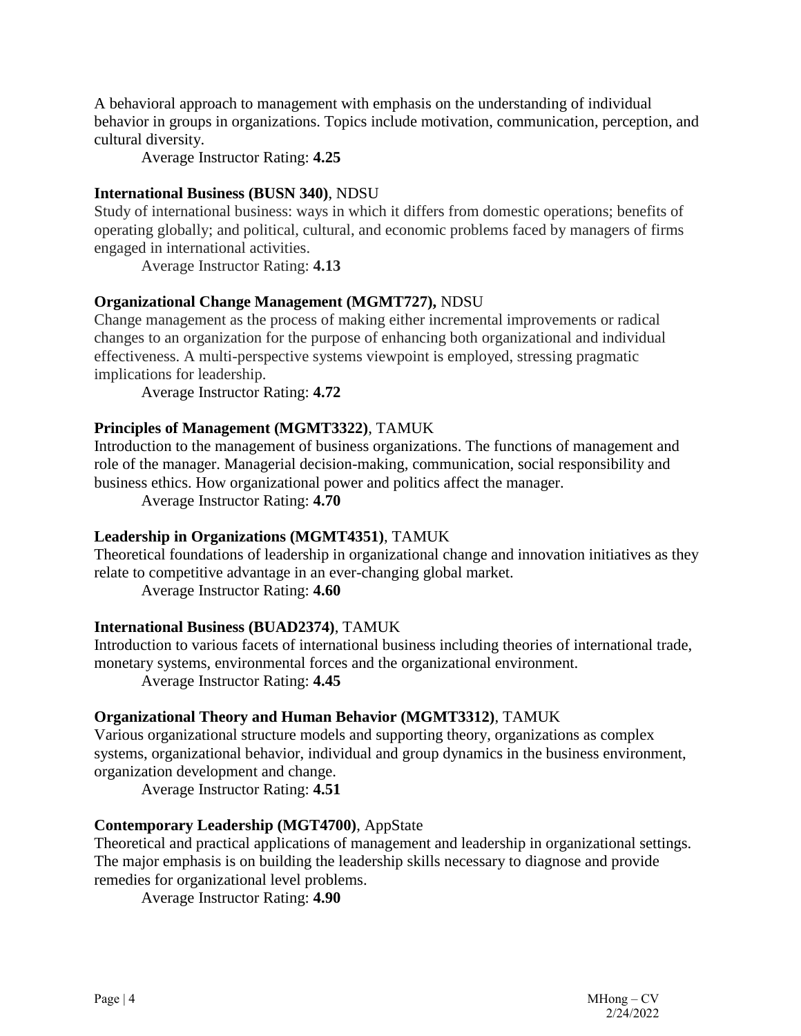A behavioral approach to management with emphasis on the understanding of individual behavior in groups in organizations. Topics include motivation, communication, perception, and cultural diversity.

Average Instructor Rating: **4.25**

**International Business (BUSN 340)**, NDSU

Study of international business: ways in which it differs from domestic operations; benefits of operating globally; and political, cultural, and economic problems faced by managers of firms engaged in international activities.

Average Instructor Rating: **4.13**

**Organizational Change Management (MGMT727),** NDSU

Change management as the process of making either incremental improvements or radical changes to an organization for the purpose of enhancing both organizational and individual effectiveness. A multi-perspective systems viewpoint is employed, stressing pragmatic implications for leadership.

Average Instructor Rating: **4.72**

**Principles of Management (MGMT3322)**, TAMUK

Introduction to the management of business organizations. The functions of management and role of the manager. Managerial decision-making, communication, social responsibility and business ethics. How organizational power and politics affect the manager.

Average Instructor Rating: **4.70**

**Leadership in Organizations (MGMT4351)**, TAMUK

Theoretical foundations of leadership in organizational change and innovation initiatives as they relate to competitive advantage in an ever-changing global market.

Average Instructor Rating: **4.60**

**International Business (BUAD2374)**, TAMUK

Introduction to various facets of international business including theories of international trade, monetary systems, environmental forces and the organizational environment.

Average Instructor Rating: **4.45**

**Organizational Theory and Human Behavior (MGMT3312)**, TAMUK

Various organizational structure models and supporting theory, organizations as complex systems, organizational behavior, individual and group dynamics in the business environment, organization development and change.

Average Instructor Rating: **4.51**

**Contemporary Leadership (MGT4700)**, AppState

Theoretical and practical applications of management and leadership in organizational settings. The major emphasis is on building the leadership skills necessary to diagnose and provide remedies for organizational level problems.

Average Instructor Rating: **4.90**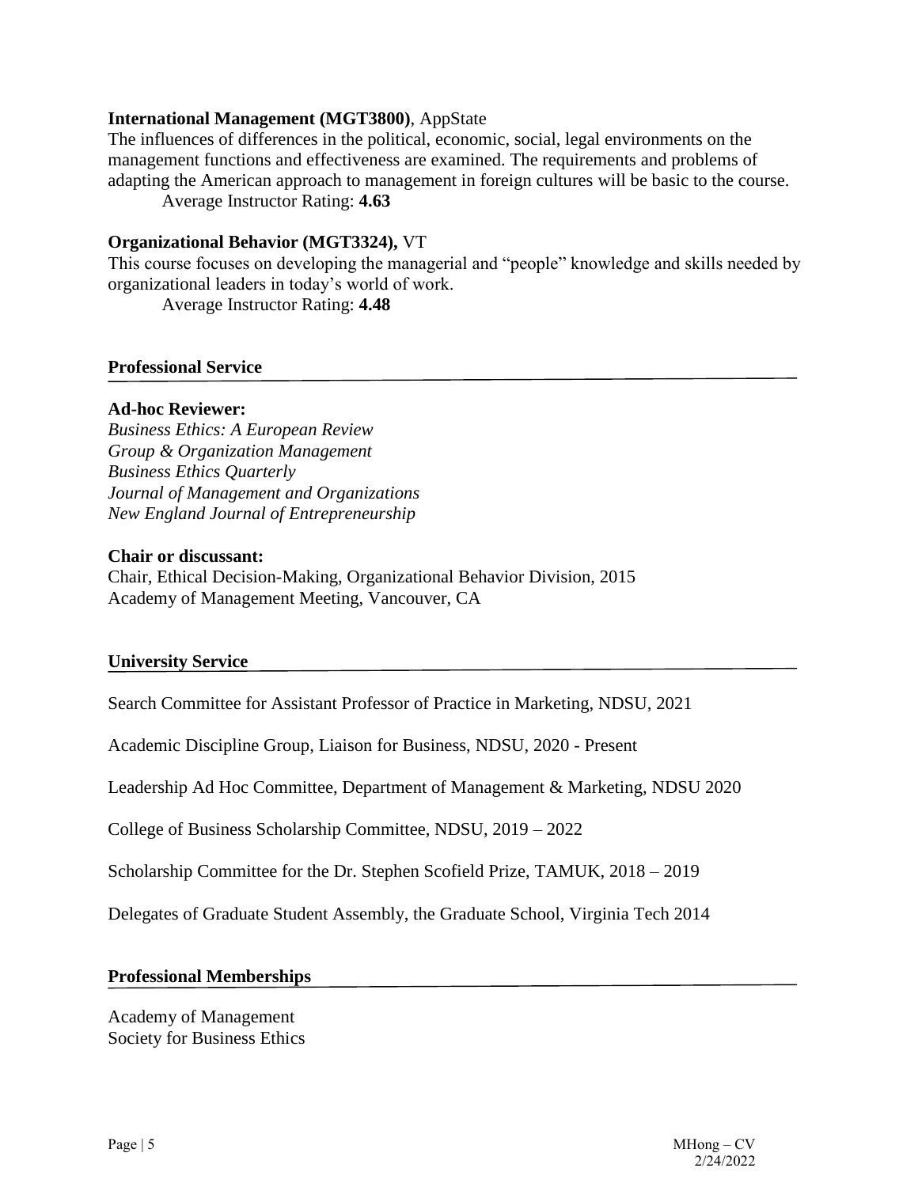**International Management (MGT3800)**, AppState

The influences of differences in the political, economic, social, legal environments on the management functions and effectiveness are examined. The requirements and problems of adapting the American approach to management in foreign cultures will be basic to the course.

Average Instructor Rating: **4.63**

**Organizational Behavior (MGT3324),** VT

This course focuses on developing the managerial and "people" knowledge and skills needed by organizational leaders in today's world of work.

Average Instructor Rating: **4.48**

## Professional Service

**Ad-hoc Reviewer:**

*Business Ethics: A European Review*
*Group & Organization Management*
*Business Ethics Quarterly*
*Journal of Management and Organizations*
*New England Journal of Entrepreneurship*

**Chair or discussant:**

Chair, Ethical Decision-Making, Organizational Behavior Division, 2015
Academy of Management Meeting, Vancouver, CA

## University Service

Search Committee for Assistant Professor of Practice in Marketing, NDSU, 2021

Academic Discipline Group, Liaison for Business, NDSU, 2020 - Present

Leadership Ad Hoc Committee, Department of Management & Marketing, NDSU 2020

College of Business Scholarship Committee, NDSU, 2019 – 2022

Scholarship Committee for the Dr. Stephen Scofield Prize, TAMUK, 2018 – 2019

Delegates of Graduate Student Assembly, the Graduate School, Virginia Tech 2014

## Professional Memberships

Academy of Management
Society for Business Ethics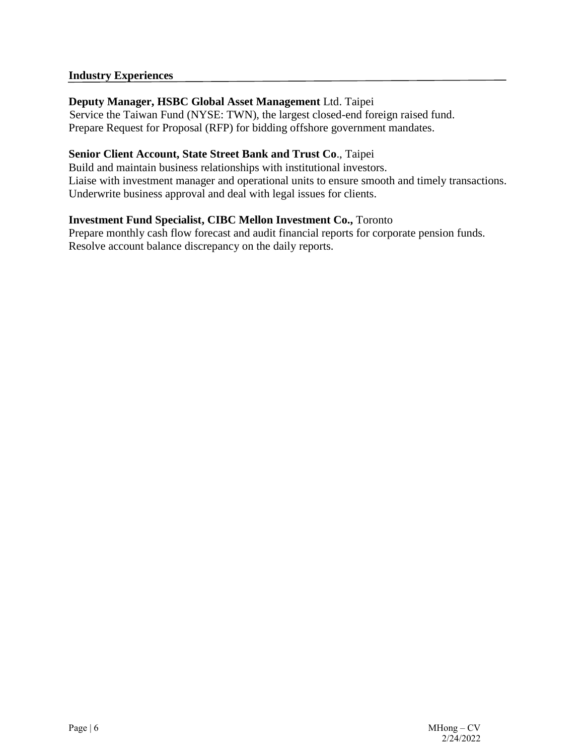## Industry Experiences

**Deputy Manager, HSBC Global Asset Management** Ltd. Taipei

Service the Taiwan Fund (NYSE: TWN), the largest closed-end foreign raised fund.
Prepare Request for Proposal (RFP) for bidding offshore government mandates.

**Senior Client Account, State Street Bank and Trust Co**., Taipei

Build and maintain business relationships with institutional investors.
Liaise with investment manager and operational units to ensure smooth and timely transactions.
Underwrite business approval and deal with legal issues for clients.

**Investment Fund Specialist, CIBC Mellon Investment Co.,** Toronto

Prepare monthly cash flow forecast and audit financial reports for corporate pension funds.
Resolve account balance discrepancy on the daily reports.